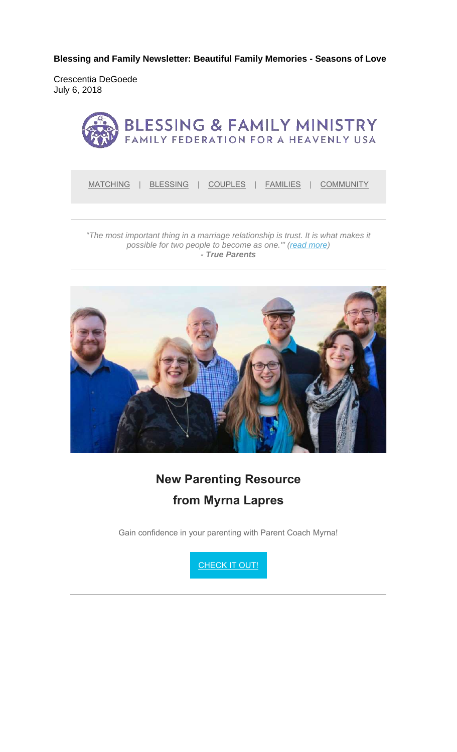**Blessing and Family Newsletter: Beautiful Family Memories - Seasons of Love**

Crescentia DeGoede
July 6, 2018

BLESSING & FAMILY MINISTRY
FAMILY FEDERATION FOR A HEAVENLY USA

MATCHING | BLESSING | COUPLES | FAMILIES | COMMUNITY

---

*"The most important thing in a marriage relationship is trust. It is what makes it possible for two people to become as one."' (read more)*
***- True Parents***

---

## New Parenting Resource from Myrna Lapres

Gain confidence in your parenting with Parent Coach Myrna!

CHECK IT OUT!

---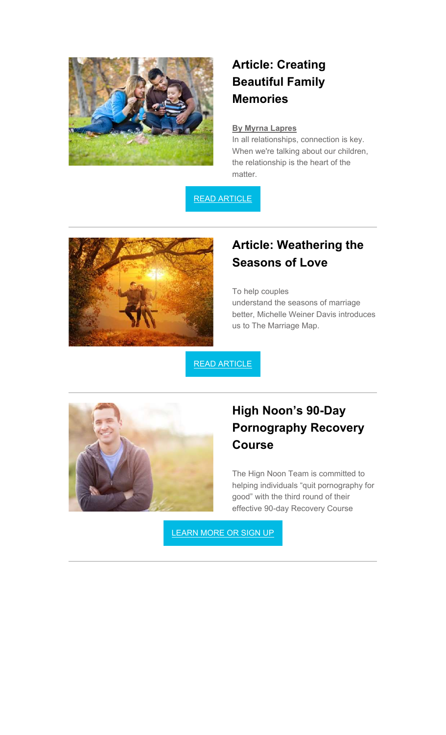## Article: Creating Beautiful Family Memories

**By Myrna Lapres**

In all relationships, connection is key. When we're talking about our children, the relationship is the heart of the matter.

READ ARTICLE

---

## Article: Weathering the Seasons of Love

To help couples understand the seasons of marriage better, Michelle Weiner Davis introduces us to The Marriage Map.

READ ARTICLE

---

## High Noon's 90-Day Pornography Recovery Course

The Hign Noon Team is committed to helping individuals "quit pornography for good" with the third round of their effective 90-day Recovery Course

LEARN MORE OR SIGN UP

---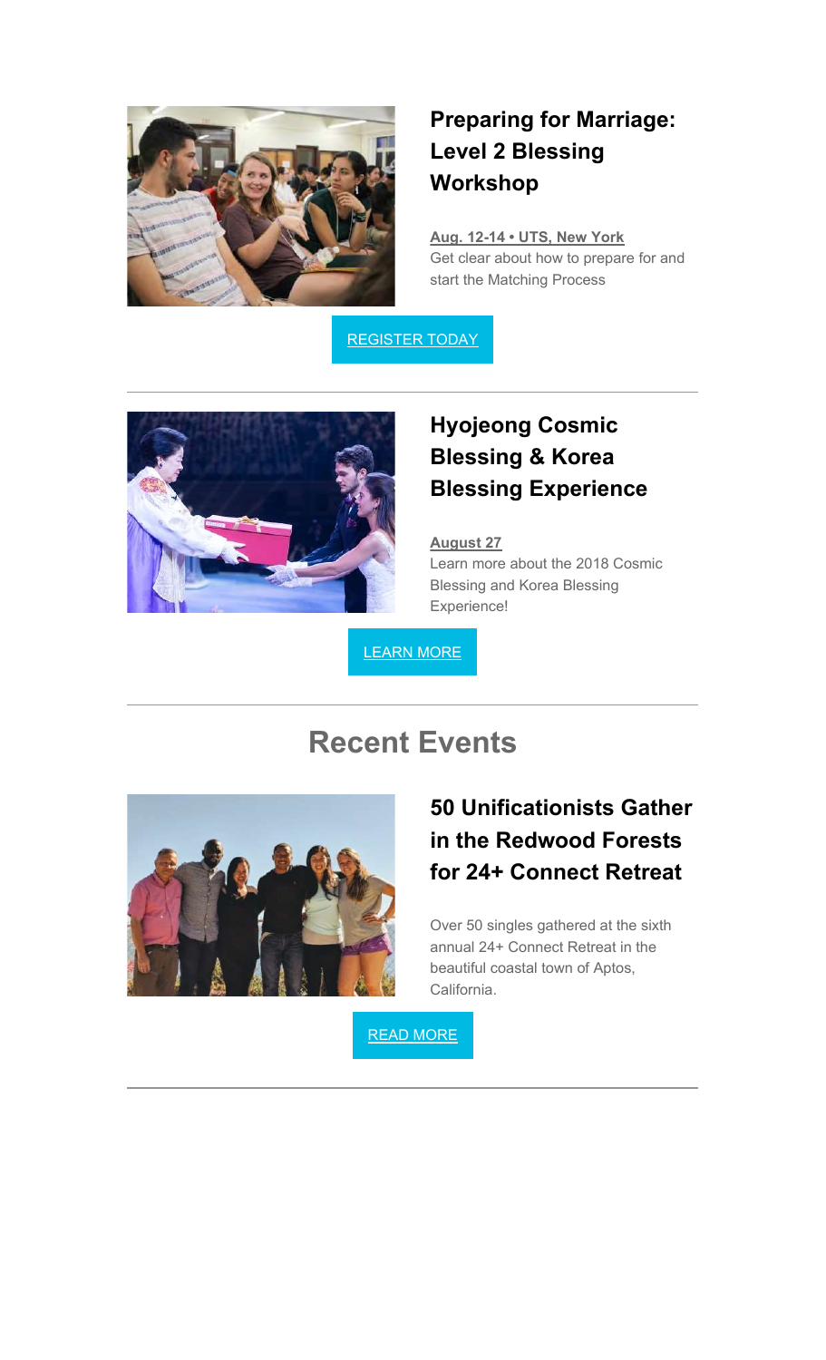## Preparing for Marriage: Level 2 Blessing Workshop

**Aug. 12-14 • UTS, New York**
Get clear about how to prepare for and start the Matching Process

REGISTER TODAY

---

## Hyojeong Cosmic Blessing & Korea Blessing Experience

**August 27**
Learn more about the 2018 Cosmic Blessing and Korea Blessing Experience!

LEARN MORE

---

# Recent Events

## 50 Unificationists Gather in the Redwood Forests for 24+ Connect Retreat

Over 50 singles gathered at the sixth annual 24+ Connect Retreat in the beautiful coastal town of Aptos, California.

READ MORE

---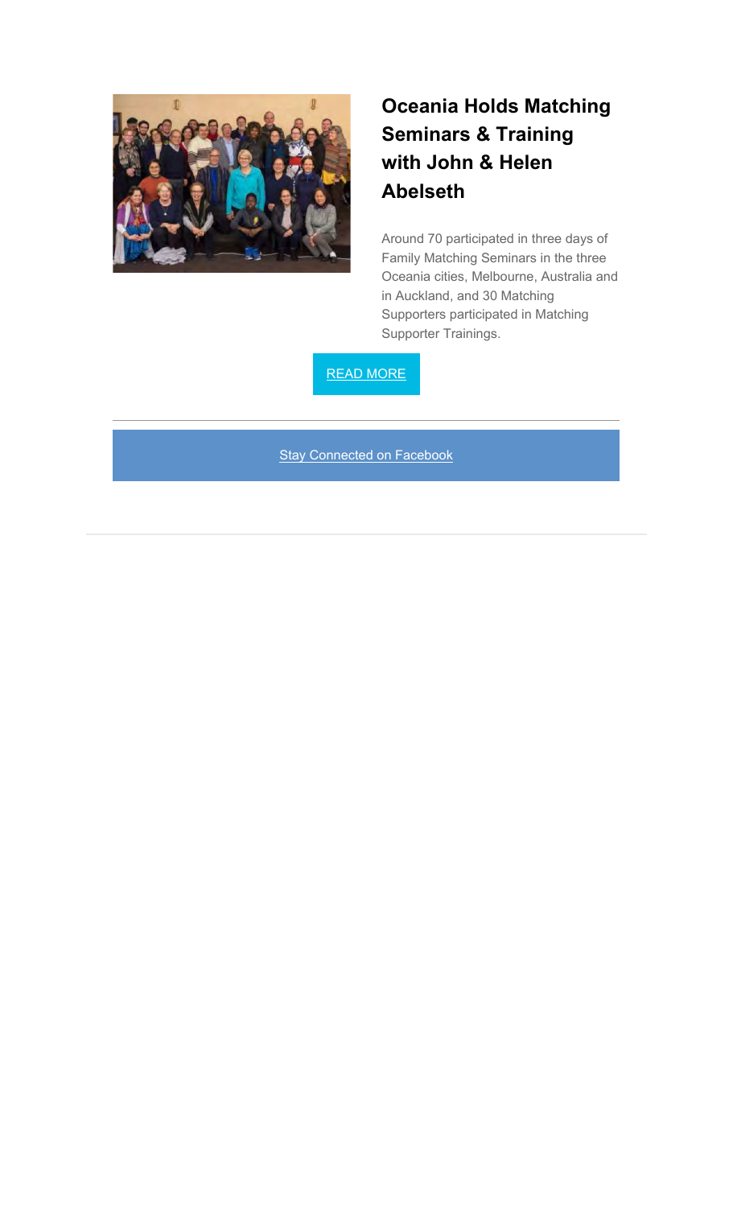## Oceania Holds Matching Seminars & Training with John & Helen Abelseth

Around 70 participated in three days of Family Matching Seminars in the three Oceania cities, Melbourne, Australia and in Auckland, and 30 Matching Supporters participated in Matching Supporter Trainings.

READ MORE

---

Stay Connected on Facebook